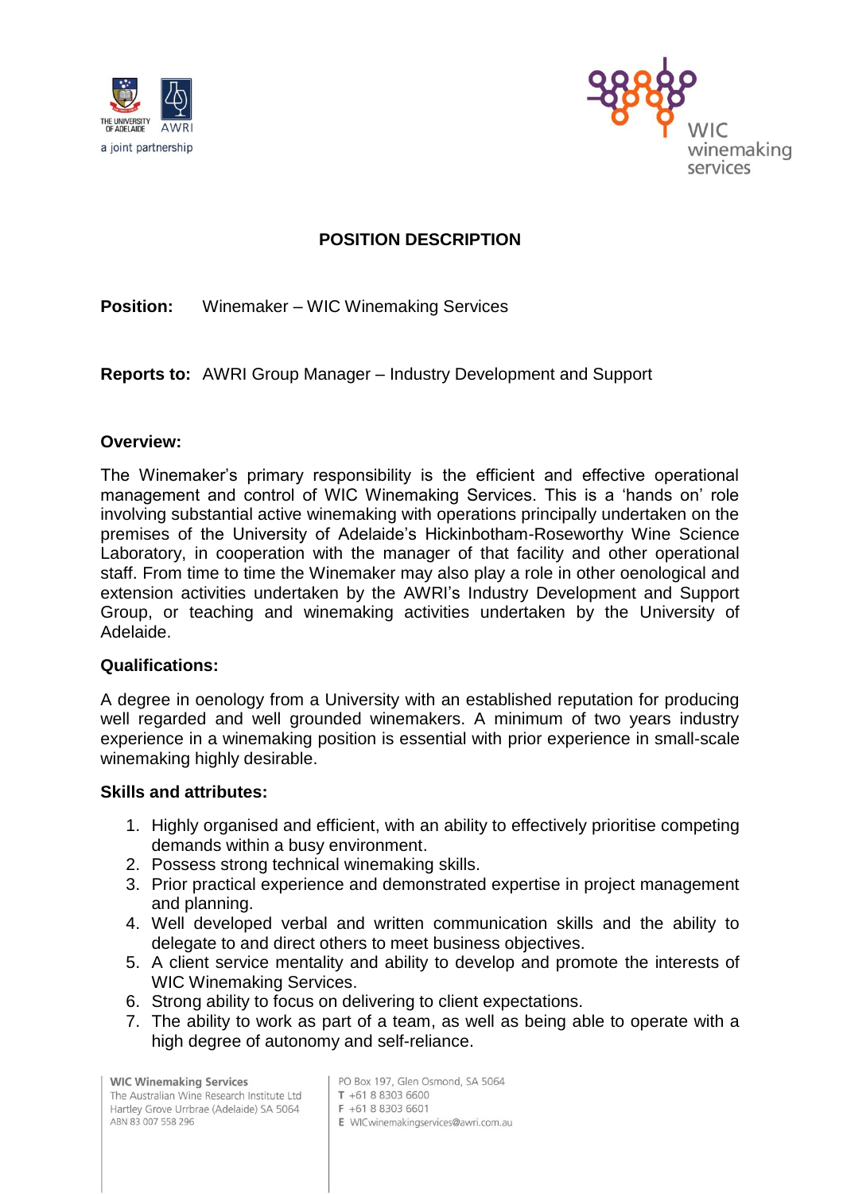# POSITION DESCRIPTION

**Position:** Winemaker – WIC Winemaking Services

**Reports to:** AWRI Group Manager – Industry Development and Support

**Overview:**

The Winemaker's primary responsibility is the efficient and effective operational management and control of WIC Winemaking Services. This is a 'hands on' role involving substantial active winemaking with operations principally undertaken on the premises of the University of Adelaide's Hickinbotham-Roseworthy Wine Science Laboratory, in cooperation with the manager of that facility and other operational staff. From time to time the Winemaker may also play a role in other oenological and extension activities undertaken by the AWRI's Industry Development and Support Group, or teaching and winemaking activities undertaken by the University of Adelaide.

**Qualifications:**

A degree in oenology from a University with an established reputation for producing well regarded and well grounded winemakers. A minimum of two years industry experience in a winemaking position is essential with prior experience in small-scale winemaking highly desirable.

**Skills and attributes:**

1. Highly organised and efficient, with an ability to effectively prioritise competing demands within a busy environment.
2. Possess strong technical winemaking skills.
3. Prior practical experience and demonstrated expertise in project management and planning.
4. Well developed verbal and written communication skills and the ability to delegate to and direct others to meet business objectives.
5. A client service mentality and ability to develop and promote the interests of WIC Winemaking Services.
6. Strong ability to focus on delivering to client expectations.
7. The ability to work as part of a team, as well as being able to operate with a high degree of autonomy and self-reliance.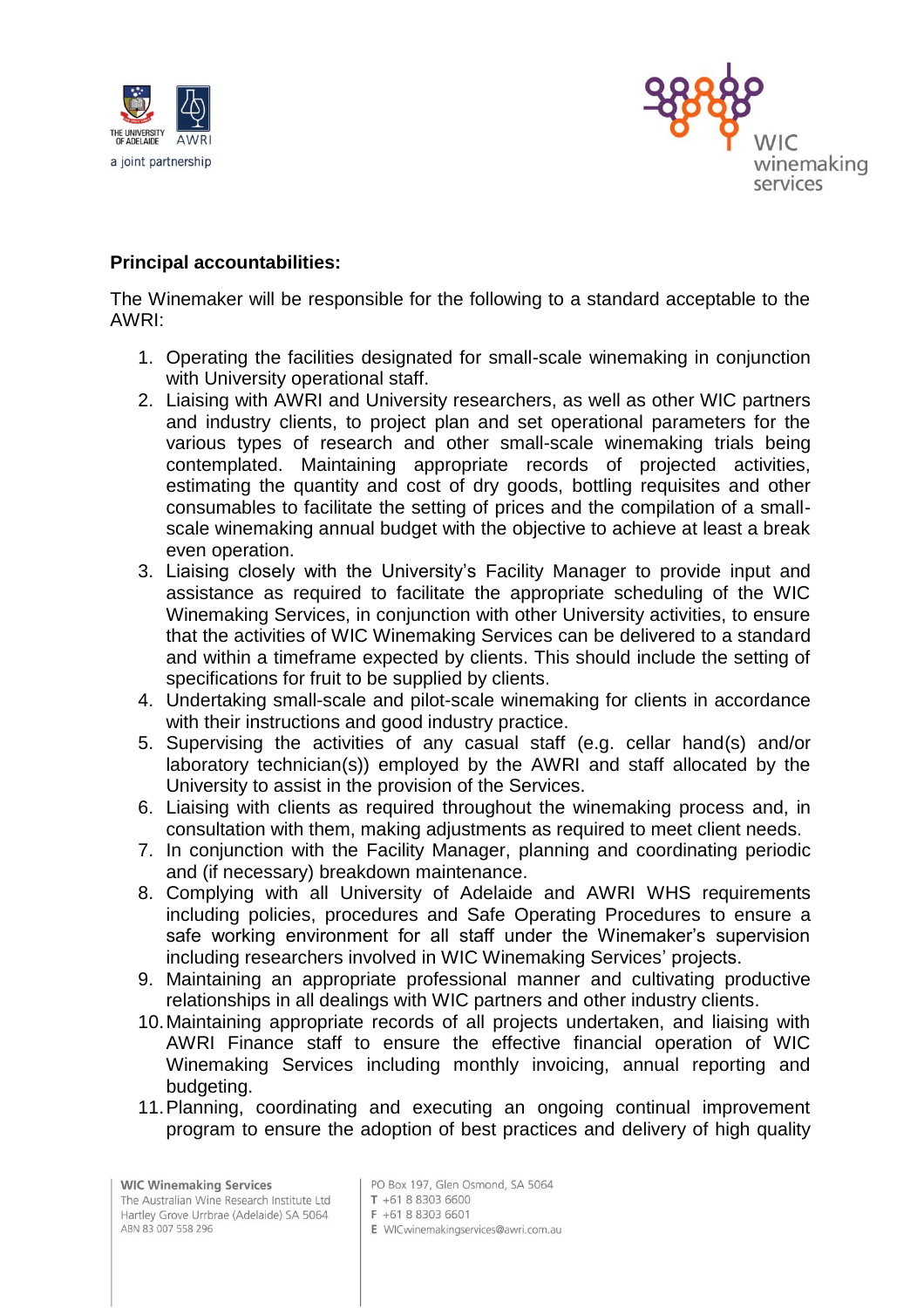**Principal accountabilities:**

The Winemaker will be responsible for the following to a standard acceptable to the AWRI:

1. Operating the facilities designated for small-scale winemaking in conjunction with University operational staff.
2. Liaising with AWRI and University researchers, as well as other WIC partners and industry clients, to project plan and set operational parameters for the various types of research and other small-scale winemaking trials being contemplated. Maintaining appropriate records of projected activities, estimating the quantity and cost of dry goods, bottling requisites and other consumables to facilitate the setting of prices and the compilation of a small-scale winemaking annual budget with the objective to achieve at least a break even operation.
3. Liaising closely with the University's Facility Manager to provide input and assistance as required to facilitate the appropriate scheduling of the WIC Winemaking Services, in conjunction with other University activities, to ensure that the activities of WIC Winemaking Services can be delivered to a standard and within a timeframe expected by clients. This should include the setting of specifications for fruit to be supplied by clients.
4. Undertaking small-scale and pilot-scale winemaking for clients in accordance with their instructions and good industry practice.
5. Supervising the activities of any casual staff (e.g. cellar hand(s) and/or laboratory technician(s)) employed by the AWRI and staff allocated by the University to assist in the provision of the Services.
6. Liaising with clients as required throughout the winemaking process and, in consultation with them, making adjustments as required to meet client needs.
7. In conjunction with the Facility Manager, planning and coordinating periodic and (if necessary) breakdown maintenance.
8. Complying with all University of Adelaide and AWRI WHS requirements including policies, procedures and Safe Operating Procedures to ensure a safe working environment for all staff under the Winemaker's supervision including researchers involved in WIC Winemaking Services' projects.
9. Maintaining an appropriate professional manner and cultivating productive relationships in all dealings with WIC partners and other industry clients.
10. Maintaining appropriate records of all projects undertaken, and liaising with AWRI Finance staff to ensure the effective financial operation of WIC Winemaking Services including monthly invoicing, annual reporting and budgeting.
11. Planning, coordinating and executing an ongoing continual improvement program to ensure the adoption of best practices and delivery of high quality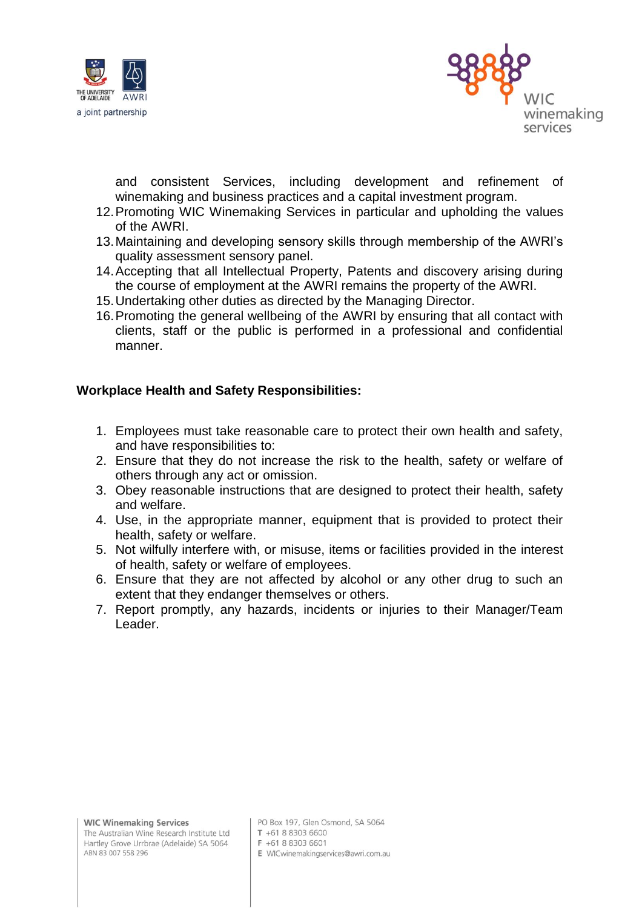and consistent Services, including development and refinement of winemaking and business practices and a capital investment program.

12. Promoting WIC Winemaking Services in particular and upholding the values of the AWRI.
13. Maintaining and developing sensory skills through membership of the AWRI's quality assessment sensory panel.
14. Accepting that all Intellectual Property, Patents and discovery arising during the course of employment at the AWRI remains the property of the AWRI.
15. Undertaking other duties as directed by the Managing Director.
16. Promoting the general wellbeing of the AWRI by ensuring that all contact with clients, staff or the public is performed in a professional and confidential manner.

**Workplace Health and Safety Responsibilities:**

1. Employees must take reasonable care to protect their own health and safety, and have responsibilities to:
2. Ensure that they do not increase the risk to the health, safety or welfare of others through any act or omission.
3. Obey reasonable instructions that are designed to protect their health, safety and welfare.
4. Use, in the appropriate manner, equipment that is provided to protect their health, safety or welfare.
5. Not wilfully interfere with, or misuse, items or facilities provided in the interest of health, safety or welfare of employees.
6. Ensure that they are not affected by alcohol or any other drug to such an extent that they endanger themselves or others.
7. Report promptly, any hazards, incidents or injuries to their Manager/Team Leader.